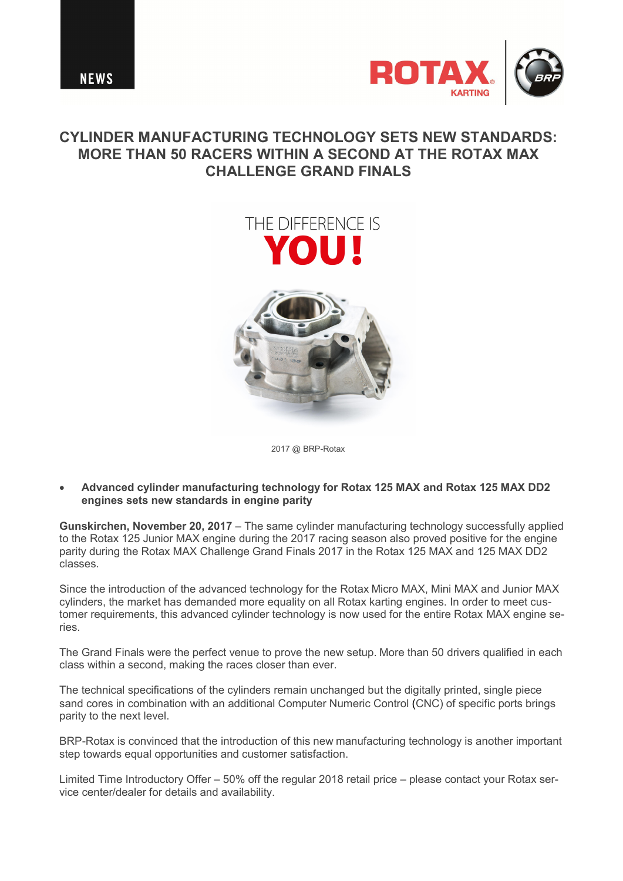NEWS

# CYLINDER MANUFACTURING TECHNOLOGY SETS NEW STANDARDS: MORE THAN 50 RACERS WITHIN A SECOND AT THE ROTAX MAX CHALLENGE GRAND FINALS

THE DIFFERENCE IS **YOU!**

2017 @ BRP-Rotax

- **Advanced cylinder manufacturing technology for Rotax 125 MAX and Rotax 125 MAX DD2 engines sets new standards in engine parity**

**Gunskirchen, November 20, 2017** – The same cylinder manufacturing technology successfully applied to the Rotax 125 Junior MAX engine during the 2017 racing season also proved positive for the engine parity during the Rotax MAX Challenge Grand Finals 2017 in the Rotax 125 MAX and 125 MAX DD2 classes.

Since the introduction of the advanced technology for the Rotax Micro MAX, Mini MAX and Junior MAX cylinders, the market has demanded more equality on all Rotax karting engines. In order to meet customer requirements, this advanced cylinder technology is now used for the entire Rotax MAX engine series.

The Grand Finals were the perfect venue to prove the new setup. More than 50 drivers qualified in each class within a second, making the races closer than ever.

The technical specifications of the cylinders remain unchanged but the digitally printed, single piece sand cores in combination with an additional Computer Numeric Control (CNC) of specific ports brings parity to the next level.

BRP-Rotax is convinced that the introduction of this new manufacturing technology is another important step towards equal opportunities and customer satisfaction.

Limited Time Introductory Offer – 50% off the regular 2018 retail price – please contact your Rotax service center/dealer for details and availability.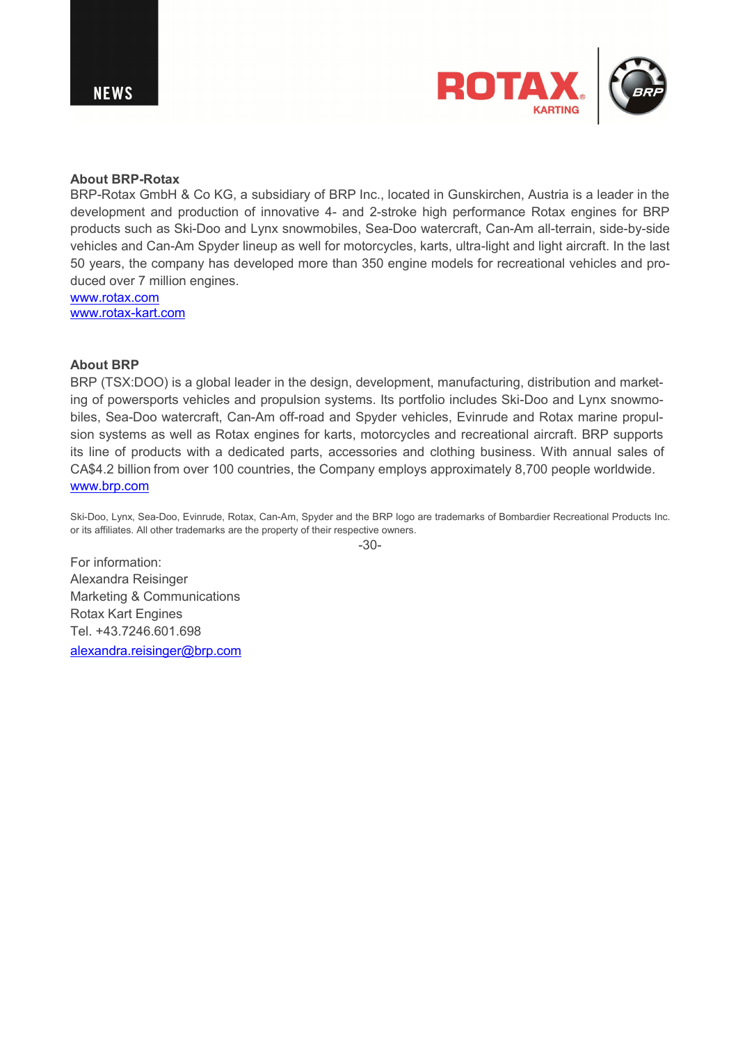**About BRP-Rotax**
BRP-Rotax GmbH & Co KG, a subsidiary of BRP Inc., located in Gunskirchen, Austria is a leader in the development and production of innovative 4- and 2-stroke high performance Rotax engines for BRP products such as Ski-Doo and Lynx snowmobiles, Sea-Doo watercraft, Can-Am all-terrain, side-by-side vehicles and Can-Am Spyder lineup as well for motorcycles, karts, ultra-light and light aircraft. In the last 50 years, the company has developed more than 350 engine models for recreational vehicles and produced over 7 million engines.
www.rotax.com
www.rotax-kart.com

**About BRP**
BRP (TSX:DOO) is a global leader in the design, development, manufacturing, distribution and marketing of powersports vehicles and propulsion systems. Its portfolio includes Ski-Doo and Lynx snowmobiles, Sea-Doo watercraft, Can-Am off-road and Spyder vehicles, Evinrude and Rotax marine propulsion systems as well as Rotax engines for karts, motorcycles and recreational aircraft. BRP supports its line of products with a dedicated parts, accessories and clothing business. With annual sales of CA$4.2 billion from over 100 countries, the Company employs approximately 8,700 people worldwide.
www.brp.com

Ski-Doo, Lynx, Sea-Doo, Evinrude, Rotax, Can-Am, Spyder and the BRP logo are trademarks of Bombardier Recreational Products Inc. or its affiliates. All other trademarks are the property of their respective owners.

-30-

For information:
Alexandra Reisinger
Marketing & Communications
Rotax Kart Engines
Tel. +43.7246.601.698
alexandra.reisinger@brp.com